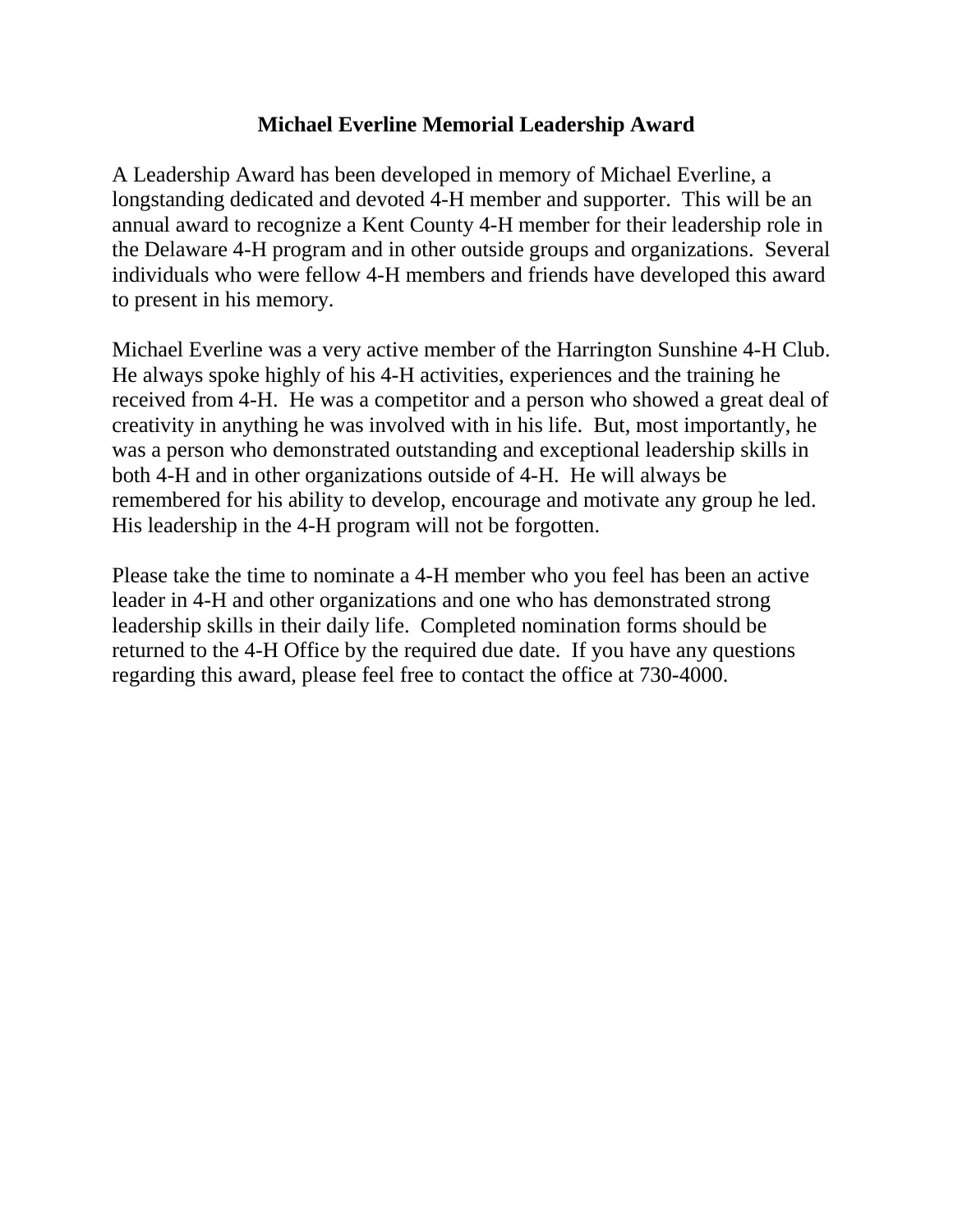# Michael Everline Memorial Leadership Award

A Leadership Award has been developed in memory of Michael Everline, a longstanding dedicated and devoted 4-H member and supporter. This will be an annual award to recognize a Kent County 4-H member for their leadership role in the Delaware 4-H program and in other outside groups and organizations. Several individuals who were fellow 4-H members and friends have developed this award to present in his memory.

Michael Everline was a very active member of the Harrington Sunshine 4-H Club. He always spoke highly of his 4-H activities, experiences and the training he received from 4-H. He was a competitor and a person who showed a great deal of creativity in anything he was involved with in his life. But, most importantly, he was a person who demonstrated outstanding and exceptional leadership skills in both 4-H and in other organizations outside of 4-H. He will always be remembered for his ability to develop, encourage and motivate any group he led. His leadership in the 4-H program will not be forgotten.

Please take the time to nominate a 4-H member who you feel has been an active leader in 4-H and other organizations and one who has demonstrated strong leadership skills in their daily life. Completed nomination forms should be returned to the 4-H Office by the required due date. If you have any questions regarding this award, please feel free to contact the office at 730-4000.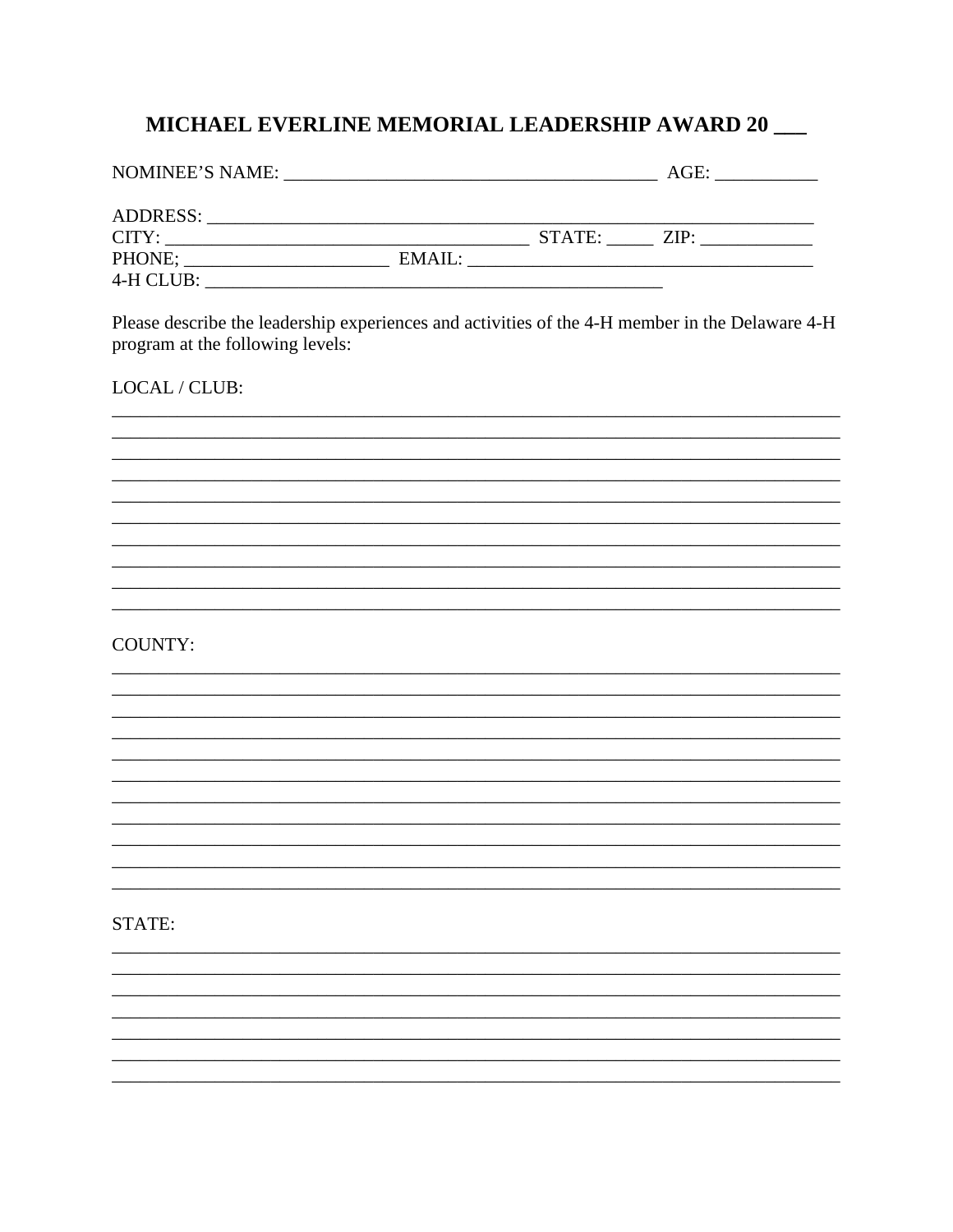# MICHAEL EVERLINE MEMORIAL LEADERSHIP AWARD 20 ___

NOMINEE'S NAME: ________________________________________ AGE: ___________

ADDRESS: ____________________________________________________________________
CITY: ________________________________________ STATE: _____ ZIP: ____________
PHONE; ______________________ EMAIL: _____________________________________
4-H CLUB: ___________________________________________________

Please describe the leadership experiences and activities of the 4-H member in the Delaware 4-H program at the following levels:

LOCAL / CLUB:

________________________________________________________________________________
________________________________________________________________________________
________________________________________________________________________________
________________________________________________________________________________
________________________________________________________________________________
________________________________________________________________________________
________________________________________________________________________________
________________________________________________________________________________
________________________________________________________________________________
________________________________________________________________________________

COUNTY:

________________________________________________________________________________
________________________________________________________________________________
________________________________________________________________________________
________________________________________________________________________________
________________________________________________________________________________
________________________________________________________________________________
________________________________________________________________________________
________________________________________________________________________________
________________________________________________________________________________
________________________________________________________________________________
________________________________________________________________________________

STATE:

________________________________________________________________________________
________________________________________________________________________________
________________________________________________________________________________
________________________________________________________________________________
________________________________________________________________________________
________________________________________________________________________________
________________________________________________________________________________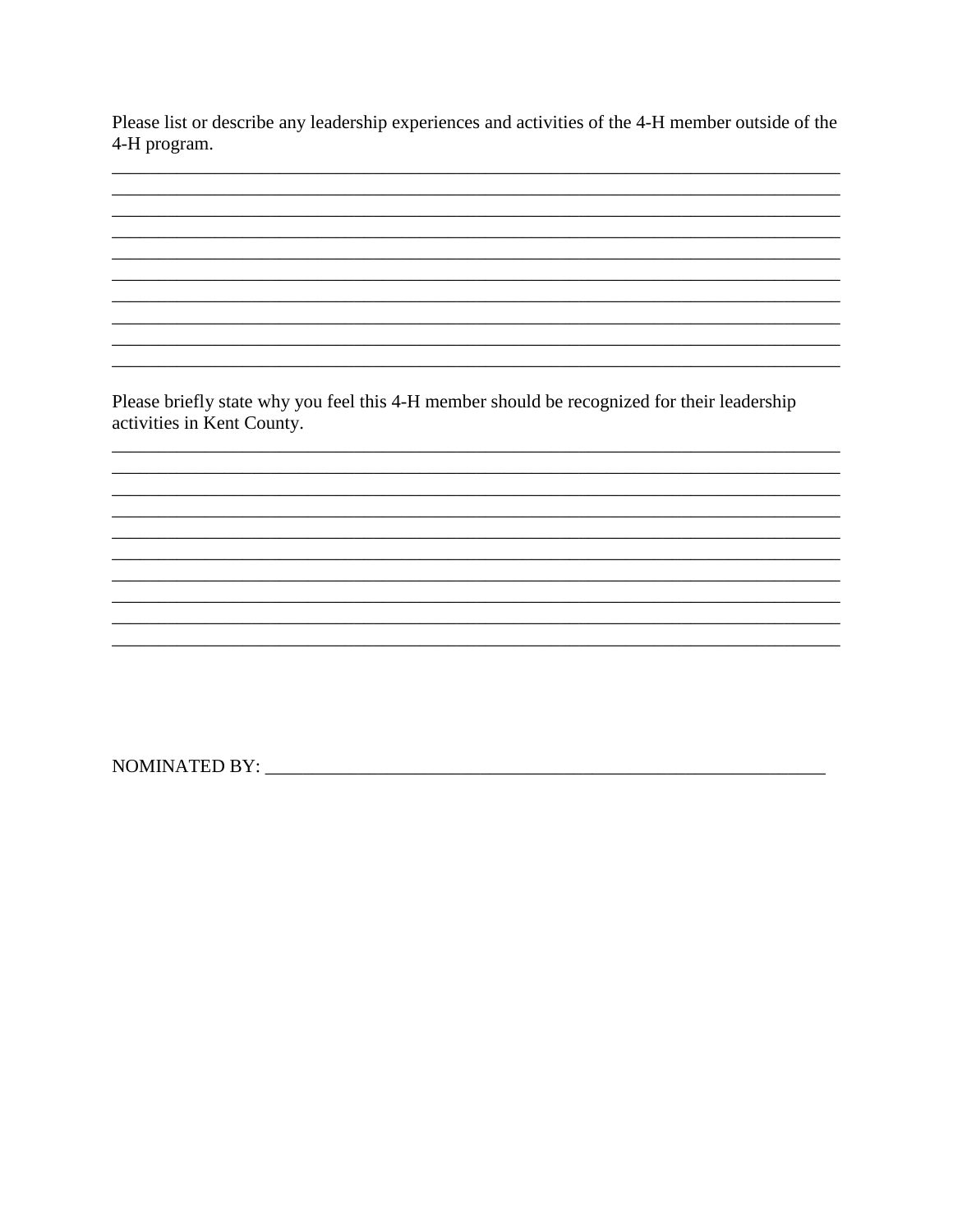Please list or describe any leadership experiences and activities of the 4-H member outside of the 4-H program.

\_\_\_\_\_\_\_\_\_\_\_\_\_\_\_\_\_\_\_\_\_\_\_\_\_\_\_\_\_\_\_\_\_\_\_\_\_\_\_\_\_\_\_\_\_\_\_\_\_\_\_\_\_\_\_\_\_\_\_\_\_\_\_\_\_\_\_\_\_\_\_\_\_\_\_\_\_\_
\_\_\_\_\_\_\_\_\_\_\_\_\_\_\_\_\_\_\_\_\_\_\_\_\_\_\_\_\_\_\_\_\_\_\_\_\_\_\_\_\_\_\_\_\_\_\_\_\_\_\_\_\_\_\_\_\_\_\_\_\_\_\_\_\_\_\_\_\_\_\_\_\_\_\_\_\_\_
\_\_\_\_\_\_\_\_\_\_\_\_\_\_\_\_\_\_\_\_\_\_\_\_\_\_\_\_\_\_\_\_\_\_\_\_\_\_\_\_\_\_\_\_\_\_\_\_\_\_\_\_\_\_\_\_\_\_\_\_\_\_\_\_\_\_\_\_\_\_\_\_\_\_\_\_\_\_
\_\_\_\_\_\_\_\_\_\_\_\_\_\_\_\_\_\_\_\_\_\_\_\_\_\_\_\_\_\_\_\_\_\_\_\_\_\_\_\_\_\_\_\_\_\_\_\_\_\_\_\_\_\_\_\_\_\_\_\_\_\_\_\_\_\_\_\_\_\_\_\_\_\_\_\_\_\_
\_\_\_\_\_\_\_\_\_\_\_\_\_\_\_\_\_\_\_\_\_\_\_\_\_\_\_\_\_\_\_\_\_\_\_\_\_\_\_\_\_\_\_\_\_\_\_\_\_\_\_\_\_\_\_\_\_\_\_\_\_\_\_\_\_\_\_\_\_\_\_\_\_\_\_\_\_\_
\_\_\_\_\_\_\_\_\_\_\_\_\_\_\_\_\_\_\_\_\_\_\_\_\_\_\_\_\_\_\_\_\_\_\_\_\_\_\_\_\_\_\_\_\_\_\_\_\_\_\_\_\_\_\_\_\_\_\_\_\_\_\_\_\_\_\_\_\_\_\_\_\_\_\_\_\_\_
\_\_\_\_\_\_\_\_\_\_\_\_\_\_\_\_\_\_\_\_\_\_\_\_\_\_\_\_\_\_\_\_\_\_\_\_\_\_\_\_\_\_\_\_\_\_\_\_\_\_\_\_\_\_\_\_\_\_\_\_\_\_\_\_\_\_\_\_\_\_\_\_\_\_\_\_\_\_
\_\_\_\_\_\_\_\_\_\_\_\_\_\_\_\_\_\_\_\_\_\_\_\_\_\_\_\_\_\_\_\_\_\_\_\_\_\_\_\_\_\_\_\_\_\_\_\_\_\_\_\_\_\_\_\_\_\_\_\_\_\_\_\_\_\_\_\_\_\_\_\_\_\_\_\_\_\_
\_\_\_\_\_\_\_\_\_\_\_\_\_\_\_\_\_\_\_\_\_\_\_\_\_\_\_\_\_\_\_\_\_\_\_\_\_\_\_\_\_\_\_\_\_\_\_\_\_\_\_\_\_\_\_\_\_\_\_\_\_\_\_\_\_\_\_\_\_\_\_\_\_\_\_\_\_\_
\_\_\_\_\_\_\_\_\_\_\_\_\_\_\_\_\_\_\_\_\_\_\_\_\_\_\_\_\_\_\_\_\_\_\_\_\_\_\_\_\_\_\_\_\_\_\_\_\_\_\_\_\_\_\_\_\_\_\_\_\_\_\_\_\_\_\_\_\_\_\_\_\_\_\_\_\_\_

Please briefly state why you feel this 4-H member should be recognized for their leadership activities in Kent County.

\_\_\_\_\_\_\_\_\_\_\_\_\_\_\_\_\_\_\_\_\_\_\_\_\_\_\_\_\_\_\_\_\_\_\_\_\_\_\_\_\_\_\_\_\_\_\_\_\_\_\_\_\_\_\_\_\_\_\_\_\_\_\_\_\_\_\_\_\_\_\_\_\_\_\_\_\_\_
\_\_\_\_\_\_\_\_\_\_\_\_\_\_\_\_\_\_\_\_\_\_\_\_\_\_\_\_\_\_\_\_\_\_\_\_\_\_\_\_\_\_\_\_\_\_\_\_\_\_\_\_\_\_\_\_\_\_\_\_\_\_\_\_\_\_\_\_\_\_\_\_\_\_\_\_\_\_
\_\_\_\_\_\_\_\_\_\_\_\_\_\_\_\_\_\_\_\_\_\_\_\_\_\_\_\_\_\_\_\_\_\_\_\_\_\_\_\_\_\_\_\_\_\_\_\_\_\_\_\_\_\_\_\_\_\_\_\_\_\_\_\_\_\_\_\_\_\_\_\_\_\_\_\_\_\_
\_\_\_\_\_\_\_\_\_\_\_\_\_\_\_\_\_\_\_\_\_\_\_\_\_\_\_\_\_\_\_\_\_\_\_\_\_\_\_\_\_\_\_\_\_\_\_\_\_\_\_\_\_\_\_\_\_\_\_\_\_\_\_\_\_\_\_\_\_\_\_\_\_\_\_\_\_\_
\_\_\_\_\_\_\_\_\_\_\_\_\_\_\_\_\_\_\_\_\_\_\_\_\_\_\_\_\_\_\_\_\_\_\_\_\_\_\_\_\_\_\_\_\_\_\_\_\_\_\_\_\_\_\_\_\_\_\_\_\_\_\_\_\_\_\_\_\_\_\_\_\_\_\_\_\_\_
\_\_\_\_\_\_\_\_\_\_\_\_\_\_\_\_\_\_\_\_\_\_\_\_\_\_\_\_\_\_\_\_\_\_\_\_\_\_\_\_\_\_\_\_\_\_\_\_\_\_\_\_\_\_\_\_\_\_\_\_\_\_\_\_\_\_\_\_\_\_\_\_\_\_\_\_\_\_
\_\_\_\_\_\_\_\_\_\_\_\_\_\_\_\_\_\_\_\_\_\_\_\_\_\_\_\_\_\_\_\_\_\_\_\_\_\_\_\_\_\_\_\_\_\_\_\_\_\_\_\_\_\_\_\_\_\_\_\_\_\_\_\_\_\_\_\_\_\_\_\_\_\_\_\_\_\_
\_\_\_\_\_\_\_\_\_\_\_\_\_\_\_\_\_\_\_\_\_\_\_\_\_\_\_\_\_\_\_\_\_\_\_\_\_\_\_\_\_\_\_\_\_\_\_\_\_\_\_\_\_\_\_\_\_\_\_\_\_\_\_\_\_\_\_\_\_\_\_\_\_\_\_\_\_\_
\_\_\_\_\_\_\_\_\_\_\_\_\_\_\_\_\_\_\_\_\_\_\_\_\_\_\_\_\_\_\_\_\_\_\_\_\_\_\_\_\_\_\_\_\_\_\_\_\_\_\_\_\_\_\_\_\_\_\_\_\_\_\_\_\_\_\_\_\_\_\_\_\_\_\_\_\_\_
\_\_\_\_\_\_\_\_\_\_\_\_\_\_\_\_\_\_\_\_\_\_\_\_\_\_\_\_\_\_\_\_\_\_\_\_\_\_\_\_\_\_\_\_\_\_\_\_\_\_\_\_\_\_\_\_\_\_\_\_\_\_\_\_\_\_\_\_\_\_\_\_\_\_\_\_\_\_

NOMINATED BY: \_\_\_\_\_\_\_\_\_\_\_\_\_\_\_\_\_\_\_\_\_\_\_\_\_\_\_\_\_\_\_\_\_\_\_\_\_\_\_\_\_\_\_\_\_\_\_\_\_\_\_\_\_\_\_\_\_\_\_\_\_\_